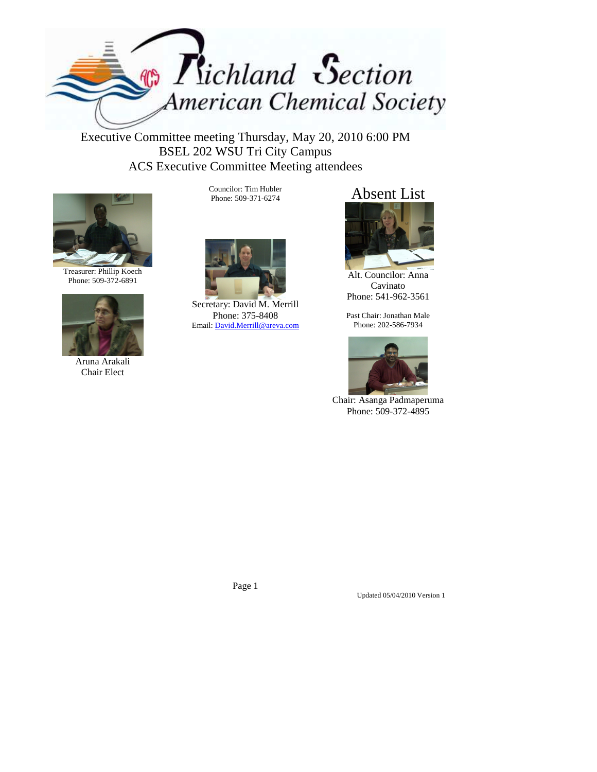# Richland Section American Chemical Society

Executive Committee meeting Thursday, May 20, 2010 6:00 PM
BSEL 202 WSU Tri City Campus
ACS Executive Committee Meeting attendees

Treasurer: Phillip Koech
Phone: 509-372-6891

Aruna Arakali
Chair Elect

Councilor: Tim Hubler
Phone: 509-371-6274

Secretary: David M. Merrill
Phone: 375-8408
Email: David.Merrill@areva.com

## Absent List

Alt. Councilor: Anna Cavinato
Phone: 541-962-3561

Past Chair: Jonathan Male
Phone: 202-586-7934

Chair: Asanga Padmaperuma
Phone: 509-372-4895

Updated 05/04/2010 Version 1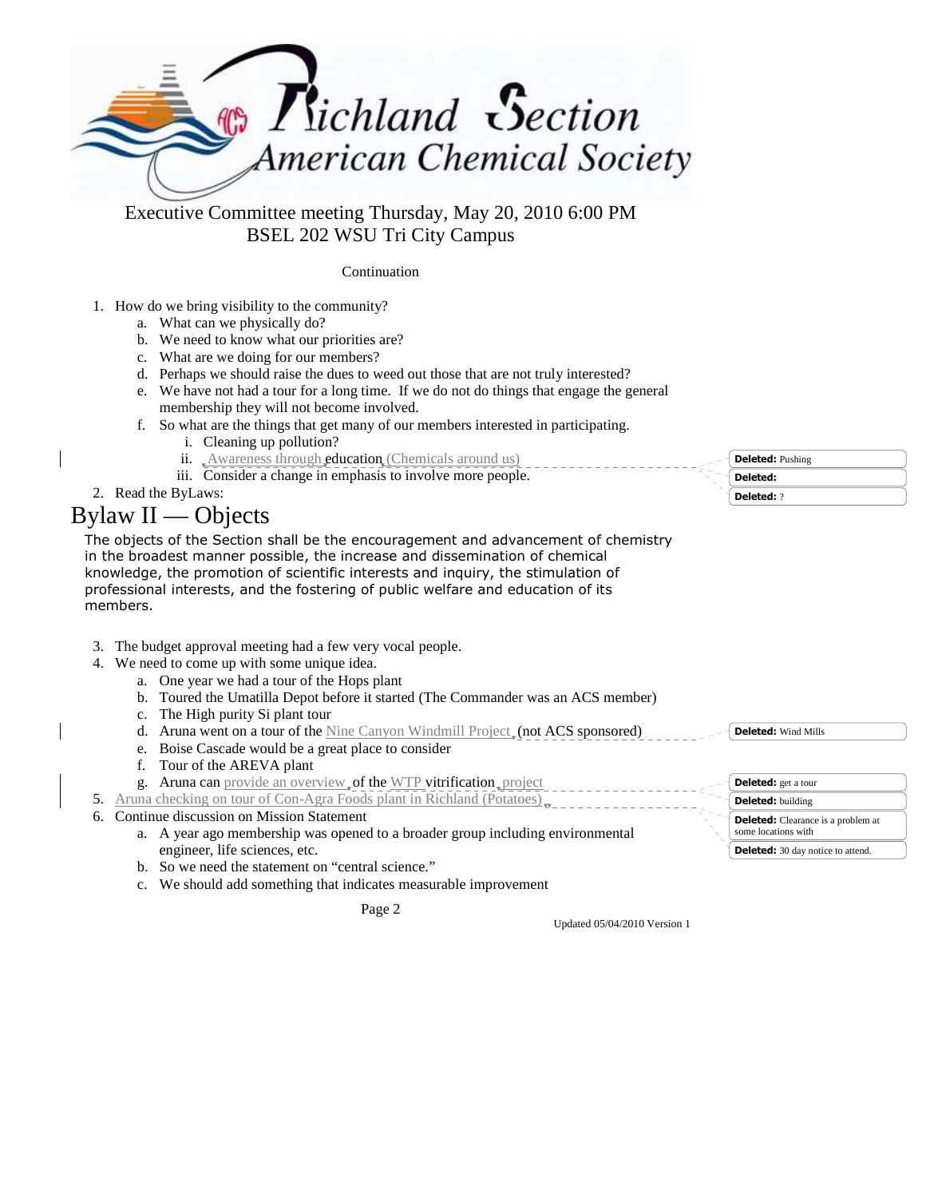Richland Section American Chemical Society

Executive Committee meeting Thursday, May 20, 2010 6:00 PM
BSEL 202 WSU Tri City Campus

Continuation

1. How do we bring visibility to the community?
   a. What can we physically do?
   b. We need to know what our priorities are?
   c. What are we doing for our members?
   d. Perhaps we should raise the dues to weed out those that are not truly interested?
   e. We have not had a tour for a long time. If we do not do things that engage the general membership they will not become involved.
   f. So what are the things that get many of our members interested in participating.
      i. Cleaning up pollution?
      ii. Awareness through education (Chemicals around us)
      iii. Consider a change in emphasis to involve more people.
2. Read the ByLaws:

# Bylaw II — Objects

The objects of the Section shall be the encouragement and advancement of chemistry in the broadest manner possible, the increase and dissemination of chemical knowledge, the promotion of scientific interests and inquiry, the stimulation of professional interests, and the fostering of public welfare and education of its members.

3. The budget approval meeting had a few very vocal people.
4. We need to come up with some unique idea.
   a. One year we had a tour of the Hops plant
   b. Toured the Umatilla Depot before it started (The Commander was an ACS member)
   c. The High purity Si plant tour
   d. Aruna went on a tour of the Nine Canyon Windmill Project (not ACS sponsored)
   e. Boise Cascade would be a great place to consider
   f. Tour of the AREVA plant
   g. Aruna can provide an overview of the WTP vitrification project
5. Aruna checking on tour of Con-Agra Foods plant in Richland (Potatoes)
6. Continue discussion on Mission Statement
   a. A year ago membership was opened to a broader group including environmental engineer, life sciences, etc.
   b. So we need the statement on "central science."
   c. We should add something that indicates measurable improvement

Deleted: Pushing
Deleted:
Deleted: ?
Deleted: Wind Mills
Deleted: get a tour
Deleted: building
Deleted: Clearance is a problem at some locations with
Deleted: 30 day notice to attend.

Updated 05/04/2010 Version 1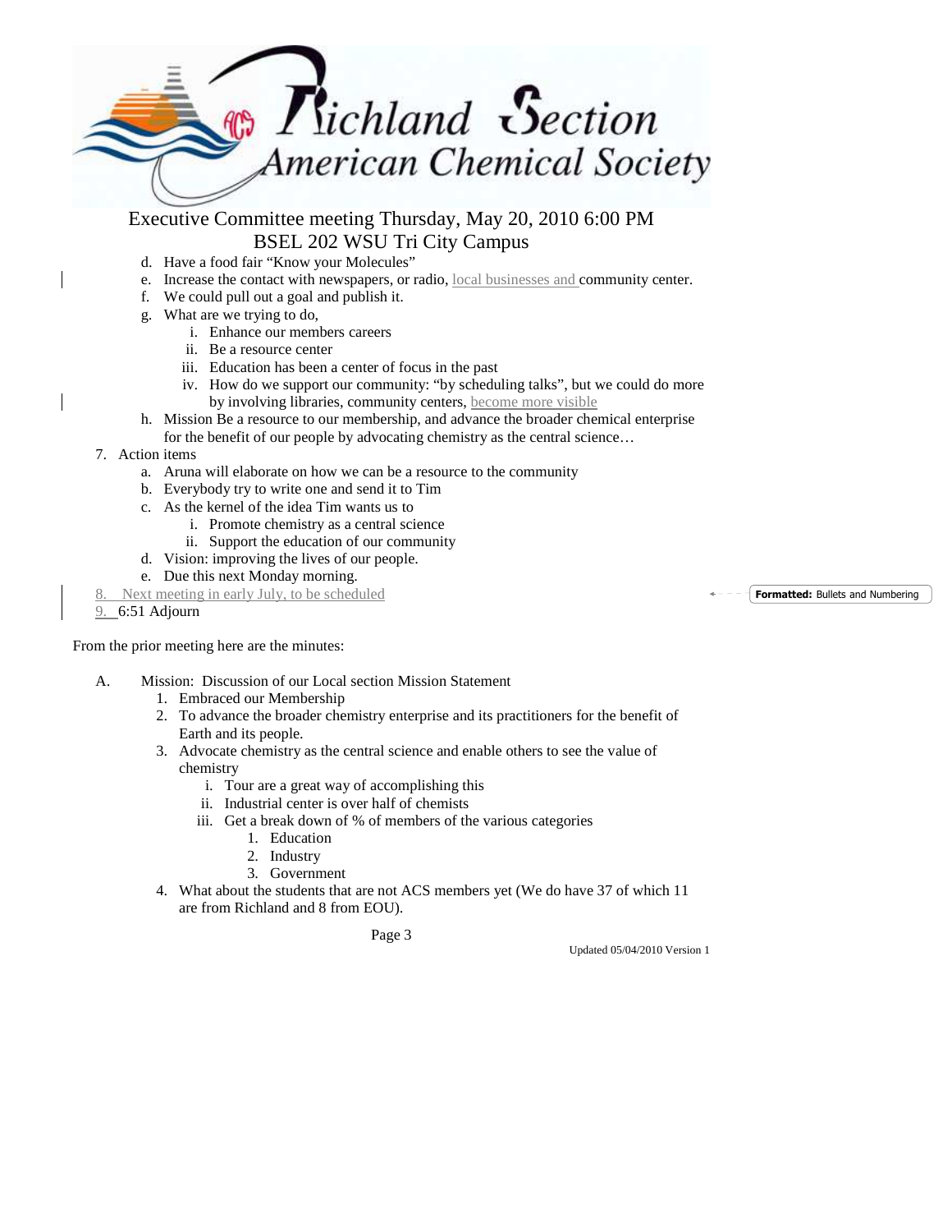Executive Committee meeting Thursday, May 20, 2010 6:00 PM
BSEL 202 WSU Tri City Campus

   d. Have a food fair "Know your Molecules"
   e. Increase the contact with newspapers, or radio, local businesses and community center.
   f. We could pull out a goal and publish it.
   g. What are we trying to do,
      i. Enhance our members careers
      ii. Be a resource center
      iii. Education has been a center of focus in the past
      iv. How do we support our community: "by scheduling talks", but we could do more by involving libraries, community centers, become more visible
   h. Mission Be a resource to our membership, and advance the broader chemical enterprise for the benefit of our people by advocating chemistry as the central science…

7. Action items
   a. Aruna will elaborate on how we can be a resource to the community
   b. Everybody try to write one and send it to Tim
   c. As the kernel of the idea Tim wants us to
      i. Promote chemistry as a central science
      ii. Support the education of our community
   d. Vision: improving the lives of our people.
   e. Due this next Monday morning.
8. Next meeting in early July, to be scheduled
9. 6:51 Adjourn

**Formatted:** Bullets and Numbering

From the prior meeting here are the minutes:

A. Mission: Discussion of our Local section Mission Statement
   1. Embraced our Membership
   2. To advance the broader chemistry enterprise and its practitioners for the benefit of Earth and its people.
   3. Advocate chemistry as the central science and enable others to see the value of chemistry
      i. Tour are a great way of accomplishing this
      ii. Industrial center is over half of chemists
      iii. Get a break down of % of members of the various categories
         1. Education
         2. Industry
         3. Government
   4. What about the students that are not ACS members yet (We do have 37 of which 11 are from Richland and 8 from EOU).

Updated 05/04/2010 Version 1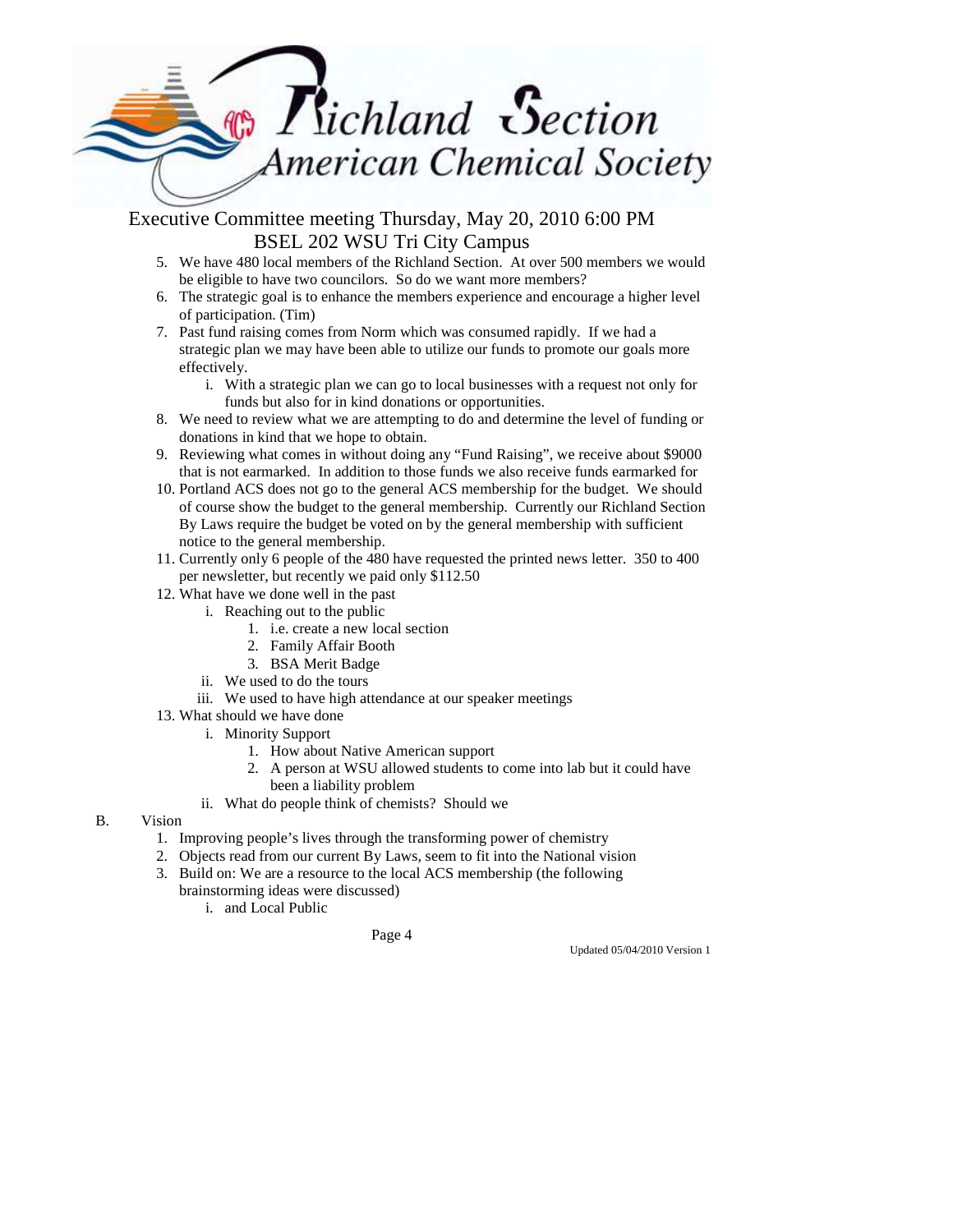Executive Committee meeting Thursday, May 20, 2010 6:00 PM
BSEL 202 WSU Tri City Campus

5. We have 480 local members of the Richland Section. At over 500 members we would be eligible to have two councilors. So do we want more members?
6. The strategic goal is to enhance the members experience and encourage a higher level of participation. (Tim)
7. Past fund raising comes from Norm which was consumed rapidly. If we had a strategic plan we may have been able to utilize our funds to promote our goals more effectively.
   i. With a strategic plan we can go to local businesses with a request not only for funds but also for in kind donations or opportunities.
8. We need to review what we are attempting to do and determine the level of funding or donations in kind that we hope to obtain.
9. Reviewing what comes in without doing any "Fund Raising", we receive about $9000 that is not earmarked. In addition to those funds we also receive funds earmarked for
10. Portland ACS does not go to the general ACS membership for the budget. We should of course show the budget to the general membership. Currently our Richland Section By Laws require the budget be voted on by the general membership with sufficient notice to the general membership.
11. Currently only 6 people of the 480 have requested the printed news letter. 350 to 400 per newsletter, but recently we paid only $112.50
12. What have we done well in the past
    i. Reaching out to the public
       1. i.e. create a new local section
       2. Family Affair Booth
       3. BSA Merit Badge
    ii. We used to do the tours
    iii. We used to have high attendance at our speaker meetings
13. What should we have done
    i. Minority Support
       1. How about Native American support
       2. A person at WSU allowed students to come into lab but it could have been a liability problem
    ii. What do people think of chemists? Should we

B. Vision

1. Improving people's lives through the transforming power of chemistry
2. Objects read from our current By Laws, seem to fit into the National vision
3. Build on: We are a resource to the local ACS membership (the following brainstorming ideas were discussed)
   i. and Local Public

Updated 05/04/2010 Version 1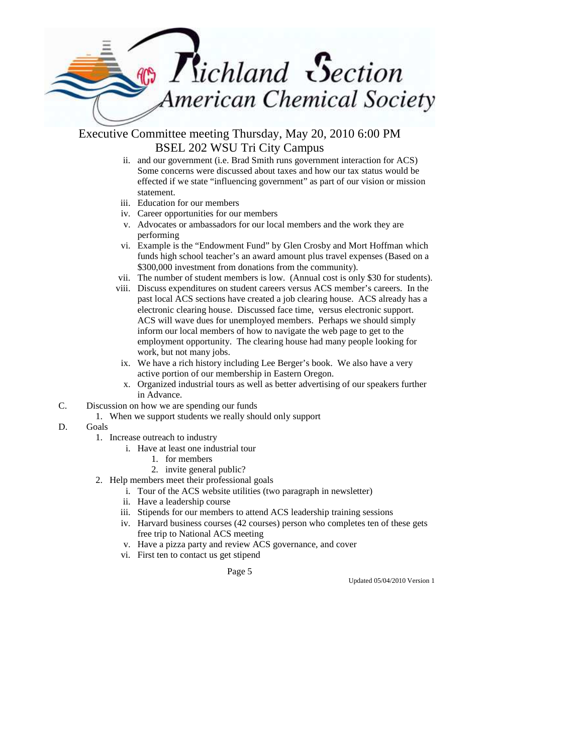Executive Committee meeting Thursday, May 20, 2010 6:00 PM
BSEL 202 WSU Tri City Campus

- ii. and our government (i.e. Brad Smith runs government interaction for ACS) Some concerns were discussed about taxes and how our tax status would be effected if we state "influencing government" as part of our vision or mission statement.
- iii. Education for our members
- iv. Career opportunities for our members
- v. Advocates or ambassadors for our local members and the work they are performing
- vi. Example is the "Endowment Fund" by Glen Crosby and Mort Hoffman which funds high school teacher's an award amount plus travel expenses (Based on a $300,000 investment from donations from the community).
- vii. The number of student members is low. (Annual cost is only $30 for students).
- viii. Discuss expenditures on student careers versus ACS member's careers. In the past local ACS sections have created a job clearing house. ACS already has a electronic clearing house. Discussed face time, versus electronic support. ACS will wave dues for unemployed members. Perhaps we should simply inform our local members of how to navigate the web page to get to the employment opportunity. The clearing house had many people looking for work, but not many jobs.
- ix. We have a rich history including Lee Berger's book. We also have a very active portion of our membership in Eastern Oregon.
- x. Organized industrial tours as well as better advertising of our speakers further in Advance.

C. Discussion on how we are spending our funds
   1. When we support students we really should only support

D. Goals
   1. Increase outreach to industry
      - i. Have at least one industrial tour
         1. for members
         2. invite general public?
   2. Help members meet their professional goals
      - i. Tour of the ACS website utilities (two paragraph in newsletter)
      - ii. Have a leadership course
      - iii. Stipends for our members to attend ACS leadership training sessions
      - iv. Harvard business courses (42 courses) person who completes ten of these gets free trip to National ACS meeting
      - v. Have a pizza party and review ACS governance, and cover
      - vi. First ten to contact us get stipend

Updated 05/04/2010 Version 1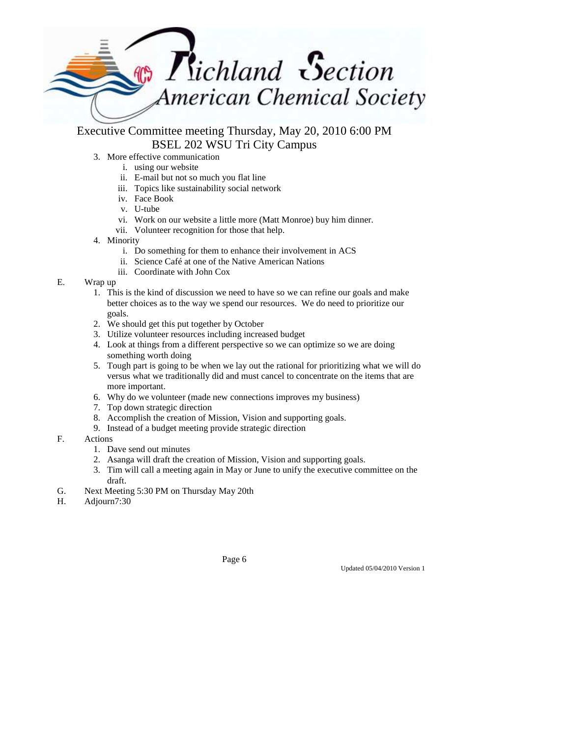Richland Section American Chemical Society

Executive Committee meeting Thursday, May 20, 2010 6:00 PM
BSEL 202 WSU Tri City Campus

3. More effective communication
   i. using our website
   ii. E-mail but not so much you flat line
   iii. Topics like sustainability social network
   iv. Face Book
   v. U-tube
   vi. Work on our website a little more (Matt Monroe) buy him dinner.
   vii. Volunteer recognition for those that help.
4. Minority
   i. Do something for them to enhance their involvement in ACS
   ii. Science Café at one of the Native American Nations
   iii. Coordinate with John Cox

E. Wrap up
   1. This is the kind of discussion we need to have so we can refine our goals and make better choices as to the way we spend our resources. We do need to prioritize our goals.
   2. We should get this put together by October
   3. Utilize volunteer resources including increased budget
   4. Look at things from a different perspective so we can optimize so we are doing something worth doing
   5. Tough part is going to be when we lay out the rational for prioritizing what we will do versus what we traditionally did and must cancel to concentrate on the items that are more important.
   6. Why do we volunteer (made new connections improves my business)
   7. Top down strategic direction
   8. Accomplish the creation of Mission, Vision and supporting goals.
   9. Instead of a budget meeting provide strategic direction

F. Actions
   1. Dave send out minutes
   2. Asanga will draft the creation of Mission, Vision and supporting goals.
   3. Tim will call a meeting again in May or June to unify the executive committee on the draft.

G. Next Meeting 5:30 PM on Thursday May 20th

H. Adjourn7:30

Updated 05/04/2010 Version 1